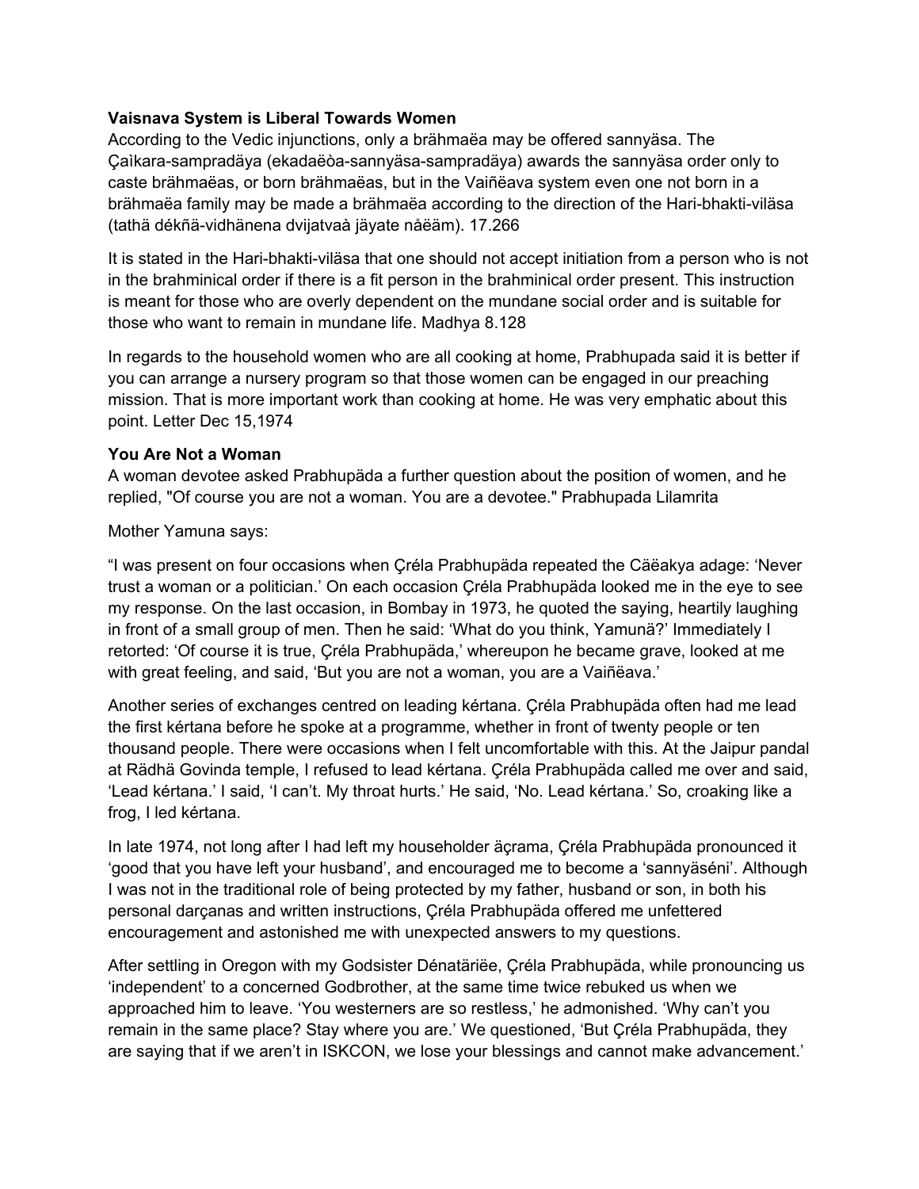**Vaisnava System is Liberal Towards Women**
According to the Vedic injunctions, only a brähmaëa may be offered sannyäsa. The Çaìkara-sampradäya (ekadaëòa-sannyäsa-sampradäya) awards the sannyäsa order only to caste brähmaëas, or born brähmaëas, but in the Vaiñëava system even one not born in a brähmaëa family may be made a brähmaëa according to the direction of the Hari-bhakti-viläsa (tathä dékñä-vidhänena dvijatvaà jäyate nåëäm). 17.266

It is stated in the Hari-bhakti-viläsa that one should not accept initiation from a person who is not in the brahminical order if there is a fit person in the brahminical order present. This instruction is meant for those who are overly dependent on the mundane social order and is suitable for those who want to remain in mundane life. Madhya 8.128

In regards to the household women who are all cooking at home, Prabhupada said it is better if you can arrange a nursery program so that those women can be engaged in our preaching mission. That is more important work than cooking at home. He was very emphatic about this point. Letter Dec 15,1974

**You Are Not a Woman**
A woman devotee asked Prabhupäda a further question about the position of women, and he replied, "Of course you are not a woman. You are a devotee." Prabhupada Lilamrita

Mother Yamuna says:

"I was present on four occasions when Çréla Prabhupäda repeated the Cäëakya adage: 'Never trust a woman or a politician.' On each occasion Çréla Prabhupäda looked me in the eye to see my response. On the last occasion, in Bombay in 1973, he quoted the saying, heartily laughing in front of a small group of men. Then he said: 'What do you think, Yamunä?' Immediately I retorted: 'Of course it is true, Çréla Prabhupäda,' whereupon he became grave, looked at me with great feeling, and said, 'But you are not a woman, you are a Vaiñëava.'

Another series of exchanges centred on leading kértana. Çréla Prabhupäda often had me lead the first kértana before he spoke at a programme, whether in front of twenty people or ten thousand people. There were occasions when I felt uncomfortable with this. At the Jaipur pandal at Rädhä Govinda temple, I refused to lead kértana. Çréla Prabhupäda called me over and said, 'Lead kértana.' I said, 'I can't. My throat hurts.' He said, 'No. Lead kértana.' So, croaking like a frog, I led kértana.

In late 1974, not long after I had left my householder äçrama, Çréla Prabhupäda pronounced it 'good that you have left your husband', and encouraged me to become a 'sannyäséni'. Although I was not in the traditional role of being protected by my father, husband or son, in both his personal darçanas and written instructions, Çréla Prabhupäda offered me unfettered encouragement and astonished me with unexpected answers to my questions.

After settling in Oregon with my Godsister Dénatäriëe, Çréla Prabhupäda, while pronouncing us 'independent' to a concerned Godbrother, at the same time twice rebuked us when we approached him to leave. 'You westerners are so restless,' he admonished. 'Why can't you remain in the same place? Stay where you are.' We questioned, 'But Çréla Prabhupäda, they are saying that if we aren't in ISKCON, we lose your blessings and cannot make advancement.'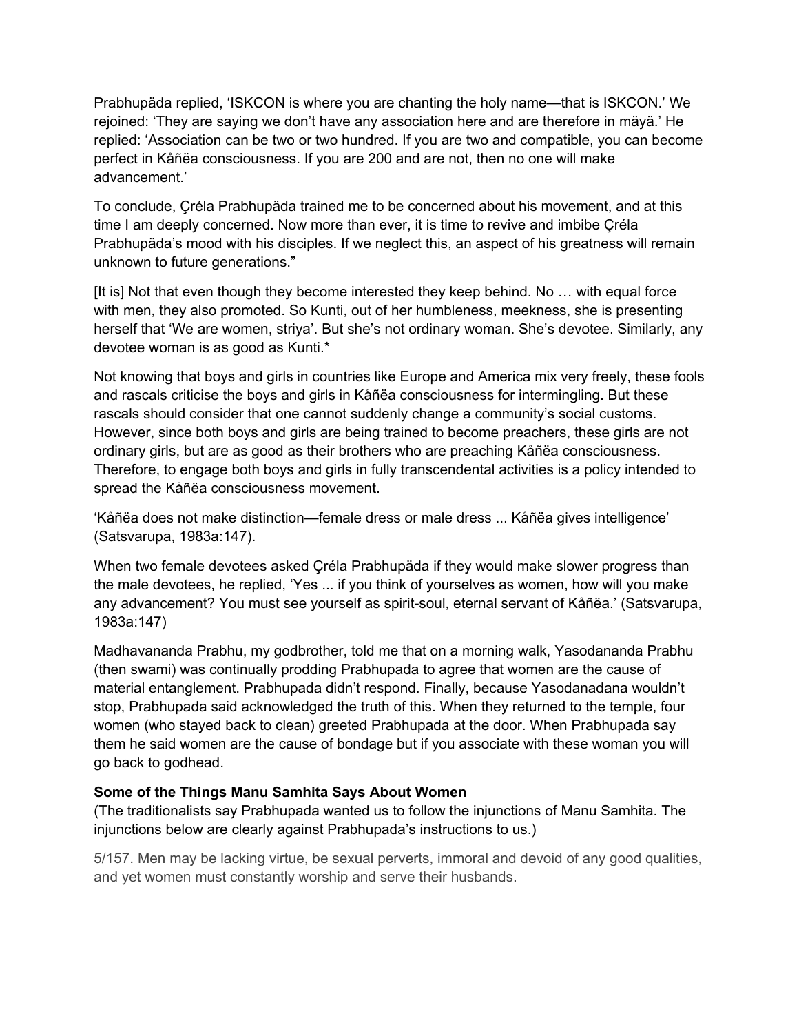Prabhupäda replied, 'ISKCON is where you are chanting the holy name—that is ISKCON.' We rejoined: 'They are saying we don't have any association here and are therefore in mäyä.' He replied: 'Association can be two or two hundred. If you are two and compatible, you can become perfect in Kåñëa consciousness. If you are 200 and are not, then no one will make advancement.'

To conclude, Çréla Prabhupäda trained me to be concerned about his movement, and at this time I am deeply concerned. Now more than ever, it is time to revive and imbibe Çréla Prabhupäda's mood with his disciples. If we neglect this, an aspect of his greatness will remain unknown to future generations."

[It is] Not that even though they become interested they keep behind. No … with equal force with men, they also promoted. So Kunti, out of her humbleness, meekness, she is presenting herself that 'We are women, striya'. But she's not ordinary woman. She's devotee. Similarly, any devotee woman is as good as Kunti.*

Not knowing that boys and girls in countries like Europe and America mix very freely, these fools and rascals criticise the boys and girls in Kåñëa consciousness for intermingling. But these rascals should consider that one cannot suddenly change a community's social customs. However, since both boys and girls are being trained to become preachers, these girls are not ordinary girls, but are as good as their brothers who are preaching Kåñëa consciousness. Therefore, to engage both boys and girls in fully transcendental activities is a policy intended to spread the Kåñëa consciousness movement.

'Kåñëa does not make distinction—female dress or male dress ... Kåñëa gives intelligence' (Satsvarupa, 1983a:147).

When two female devotees asked Çréla Prabhupäda if they would make slower progress than the male devotees, he replied, 'Yes ... if you think of yourselves as women, how will you make any advancement? You must see yourself as spirit-soul, eternal servant of Kåñëa.' (Satsvarupa, 1983a:147)

Madhavananda Prabhu, my godbrother, told me that on a morning walk, Yasodananda Prabhu (then swami) was continually prodding Prabhupada to agree that women are the cause of material entanglement. Prabhupada didn't respond. Finally, because Yasodanadana wouldn't stop, Prabhupada said acknowledged the truth of this. When they returned to the temple, four women (who stayed back to clean) greeted Prabhupada at the door. When Prabhupada say them he said women are the cause of bondage but if you associate with these woman you will go back to godhead.

**Some of the Things Manu Samhita Says About Women**
(The traditionalists say Prabhupada wanted us to follow the injunctions of Manu Samhita. The injunctions below are clearly against Prabhupada's instructions to us.)

5/157. Men may be lacking virtue, be sexual perverts, immoral and devoid of any good qualities, and yet women must constantly worship and serve their husbands.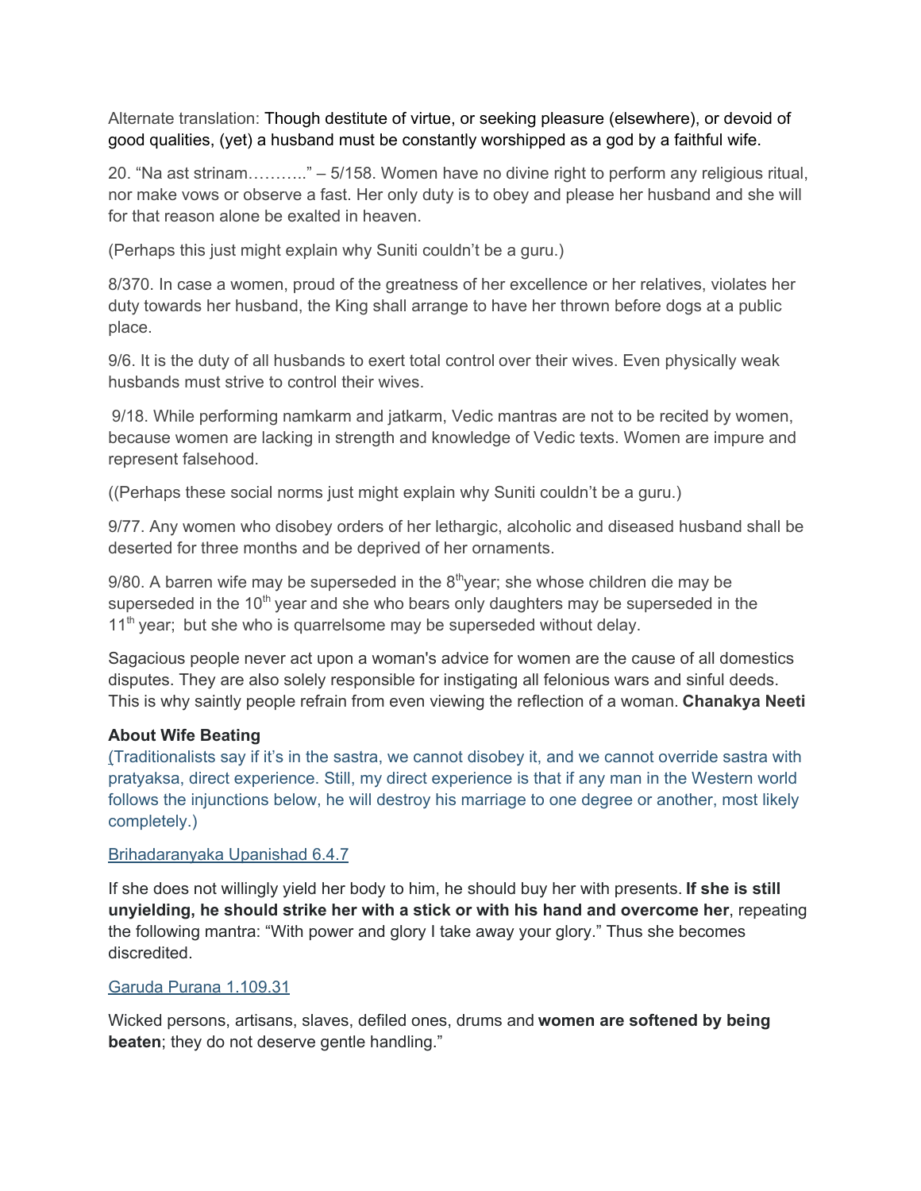Alternate translation: Though destitute of virtue, or seeking pleasure (elsewhere), or devoid of good qualities, (yet) a husband must be constantly worshipped as a god by a faithful wife.

20. "Na ast strinam……….." – 5/158. Women have no divine right to perform any religious ritual, nor make vows or observe a fast. Her only duty is to obey and please her husband and she will for that reason alone be exalted in heaven.

(Perhaps this just might explain why Suniti couldn't be a guru.)

8/370. In case a women, proud of the greatness of her excellence or her relatives, violates her duty towards her husband, the King shall arrange to have her thrown before dogs at a public place.

9/6. It is the duty of all husbands to exert total control over their wives. Even physically weak husbands must strive to control their wives.

9/18. While performing namkarm and jatkarm, Vedic mantras are not to be recited by women, because women are lacking in strength and knowledge of Vedic texts. Women are impure and represent falsehood.

((Perhaps these social norms just might explain why Suniti couldn't be a guru.)

9/77. Any women who disobey orders of her lethargic, alcoholic and diseased husband shall be deserted for three months and be deprived of her ornaments.

9/80. A barren wife may be superseded in the 8th year; she whose children die may be superseded in the 10th year and she who bears only daughters may be superseded in the 11th year; but she who is quarrelsome may be superseded without delay.

Sagacious people never act upon a woman's advice for women are the cause of all domestics disputes. They are also solely responsible for instigating all felonious wars and sinful deeds. This is why saintly people refrain from even viewing the reflection of a woman. **Chanakya Neeti**

**About Wife Beating**

(Traditionalists say if it's in the sastra, we cannot disobey it, and we cannot override sastra with pratyaksa, direct experience. Still, my direct experience is that if any man in the Western world follows the injunctions below, he will destroy his marriage to one degree or another, most likely completely.)

Brihadaranyaka Upanishad 6.4.7

If she does not willingly yield her body to him, he should buy her with presents. **If she is still unyielding, he should strike her with a stick or with his hand and overcome her**, repeating the following mantra: "With power and glory I take away your glory." Thus she becomes discredited.

Garuda Purana 1.109.31

Wicked persons, artisans, slaves, defiled ones, drums and **women are softened by being beaten**; they do not deserve gentle handling."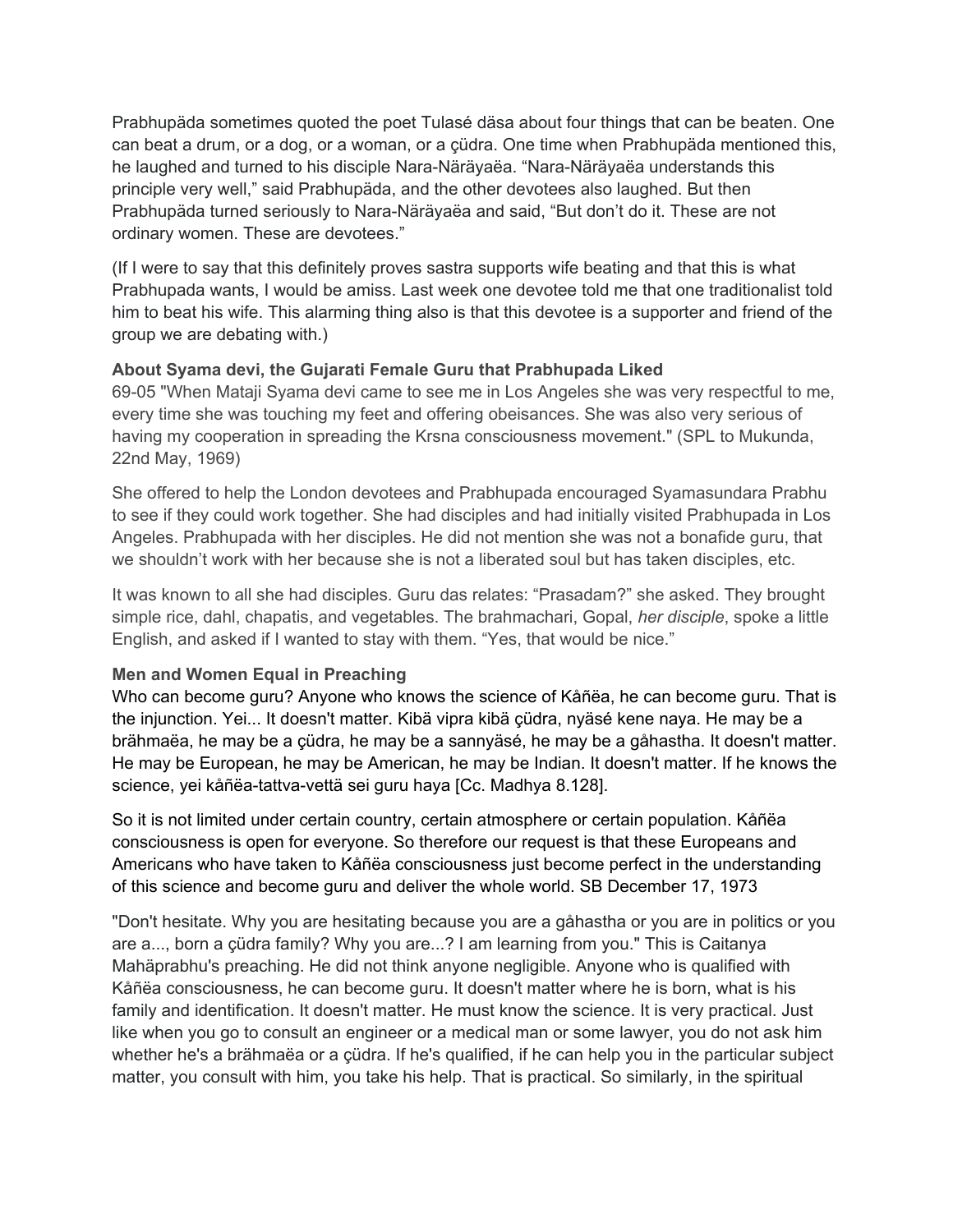Prabhupäda sometimes quoted the poet Tulasé däsa about four things that can be beaten. One can beat a drum, or a dog, or a woman, or a çüdra. One time when Prabhupäda mentioned this, he laughed and turned to his disciple Nara-Näräyaëa. "Nara-Näräyaëa understands this principle very well," said Prabhupäda, and the other devotees also laughed. But then Prabhupäda turned seriously to Nara-Näräyaëa and said, "But don't do it. These are not ordinary women. These are devotees."

(If I were to say that this definitely proves sastra supports wife beating and that this is what Prabhupada wants, I would be amiss. Last week one devotee told me that one traditionalist told him to beat his wife. This alarming thing also is that this devotee is a supporter and friend of the group we are debating with.)

**About Syama devi, the Gujarati Female Guru that Prabhupada Liked**

69-05 "When Mataji Syama devi came to see me in Los Angeles she was very respectful to me, every time she was touching my feet and offering obeisances. She was also very serious of having my cooperation in spreading the Krsna consciousness movement." (SPL to Mukunda, 22nd May, 1969)

She offered to help the London devotees and Prabhupada encouraged Syamasundara Prabhu to see if they could work together. She had disciples and had initially visited Prabhupada in Los Angeles. Prabhupada with her disciples. He did not mention she was not a bonafide guru, that we shouldn't work with her because she is not a liberated soul but has taken disciples, etc.

It was known to all she had disciples. Guru das relates: "Prasadam?" she asked. They brought simple rice, dahl, chapatis, and vegetables. The brahmachari, Gopal, *her disciple*, spoke a little English, and asked if I wanted to stay with them. "Yes, that would be nice."

**Men and Women Equal in Preaching**

Who can become guru? Anyone who knows the science of Kåñëa, he can become guru. That is the injunction. Yei... It doesn't matter. Kibä vipra kibä çüdra, nyäsé kene naya. He may be a brähmaëa, he may be a çüdra, he may be a sannyäsé, he may be a gåhastha. It doesn't matter. He may be European, he may be American, he may be Indian. It doesn't matter. If he knows the science, yei kåñëa-tattva-vettä sei guru haya [Cc. Madhya 8.128].

So it is not limited under certain country, certain atmosphere or certain population. Kåñëa consciousness is open for everyone. So therefore our request is that these Europeans and Americans who have taken to Kåñëa consciousness just become perfect in the understanding of this science and become guru and deliver the whole world. SB December 17, 1973

"Don't hesitate. Why you are hesitating because you are a gåhastha or you are in politics or you are a..., born a çüdra family? Why you are...? I am learning from you." This is Caitanya Mahäprabhu's preaching. He did not think anyone negligible. Anyone who is qualified with Kåñëa consciousness, he can become guru. It doesn't matter where he is born, what is his family and identification. It doesn't matter. He must know the science. It is very practical. Just like when you go to consult an engineer or a medical man or some lawyer, you do not ask him whether he's a brähmaëa or a çüdra. If he's qualified, if he can help you in the particular subject matter, you consult with him, you take his help. That is practical. So similarly, in the spiritual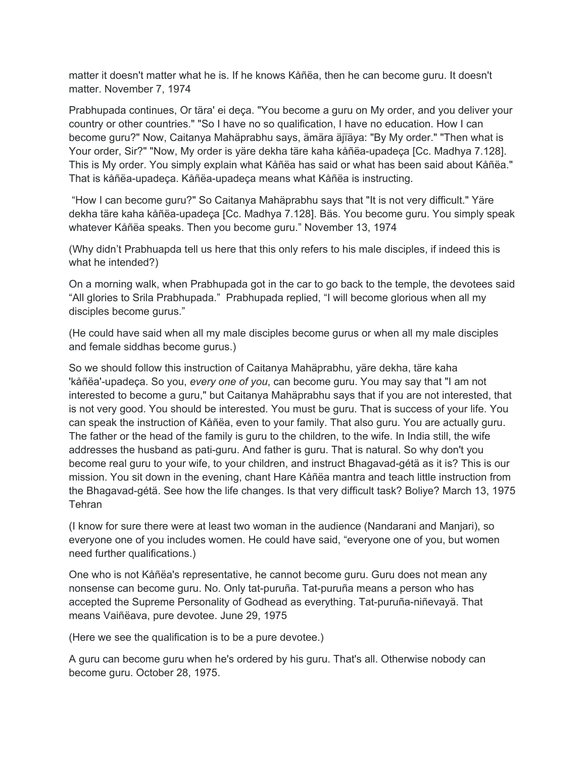matter it doesn't matter what he is. If he knows Kåñëa, then he can become guru. It doesn't matter. November 7, 1974

Prabhupada continues, Or tära' ei deça. "You become a guru on My order, and you deliver your country or other countries." "So I have no so qualification, I have no education. How I can become guru?" Now, Caitanya Mahäprabhu says, ämära äjïäya: "By My order." "Then what is Your order, Sir?" "Now, My order is yäre dekha täre kaha kåñëa-upadeça [Cc. Madhya 7.128]. This is My order. You simply explain what Kåñëa has said or what has been said about Kåñëa." That is kåñëa-upadeça. Kåñëa-upadeça means what Kåñëa is instructing.

"How I can become guru?" So Caitanya Mahäprabhu says that "It is not very difficult." Yäre dekha täre kaha kåñëa-upadeça [Cc. Madhya 7.128]. Bäs. You become guru. You simply speak whatever Kåñëa speaks. Then you become guru." November 13, 1974

(Why didn't Prabhuapda tell us here that this only refers to his male disciples, if indeed this is what he intended?)

On a morning walk, when Prabhupada got in the car to go back to the temple, the devotees said "All glories to Srila Prabhupada." Prabhupada replied, "I will become glorious when all my disciples become gurus."

(He could have said when all my male disciples become gurus or when all my male disciples and female siddhas become gurus.)

So we should follow this instruction of Caitanya Mahäprabhu, yäre dekha, täre kaha 'kåñëa'-upadeça. So you, *every one of you*, can become guru. You may say that "I am not interested to become a guru," but Caitanya Mahäprabhu says that if you are not interested, that is not very good. You should be interested. You must be guru. That is success of your life. You can speak the instruction of Kåñëa, even to your family. That also guru. You are actually guru. The father or the head of the family is guru to the children, to the wife. In India still, the wife addresses the husband as pati-guru. And father is guru. That is natural. So why don't you become real guru to your wife, to your children, and instruct Bhagavad-gétä as it is? This is our mission. You sit down in the evening, chant Hare Kåñëa mantra and teach little instruction from the Bhagavad-gétä. See how the life changes. Is that very difficult task? Boliye? March 13, 1975 Tehran

(I know for sure there were at least two woman in the audience (Nandarani and Manjari), so everyone one of you includes women. He could have said, "everyone one of you, but women need further qualifications.)

One who is not Kåñëa's representative, he cannot become guru. Guru does not mean any nonsense can become guru. No. Only tat-puruña. Tat-puruña means a person who has accepted the Supreme Personality of Godhead as everything. Tat-puruña-niñevayä. That means Vaiñëava, pure devotee. June 29, 1975

(Here we see the qualification is to be a pure devotee.)

A guru can become guru when he's ordered by his guru. That's all. Otherwise nobody can become guru. October 28, 1975.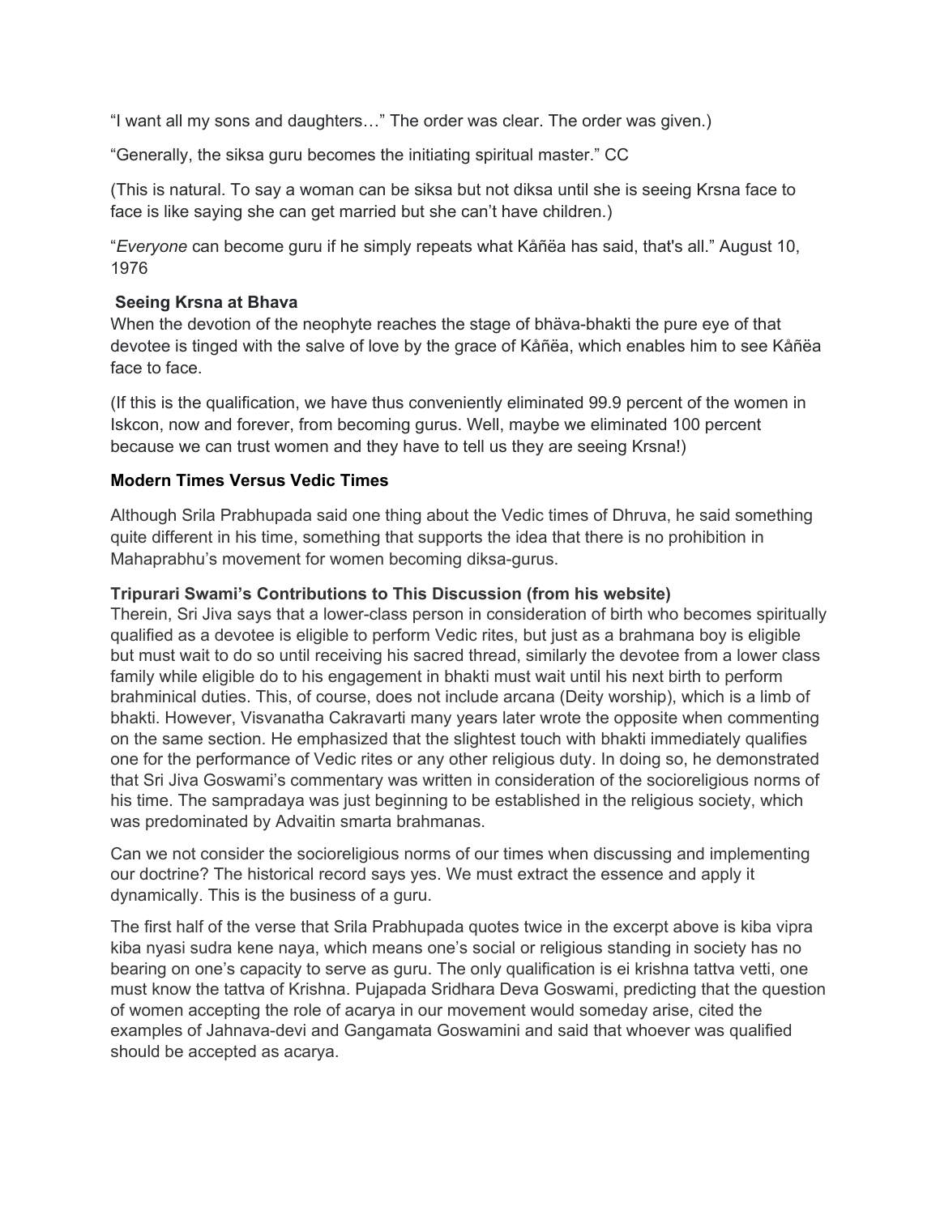"I want all my sons and daughters…" The order was clear. The order was given.)

"Generally, the siksa guru becomes the initiating spiritual master." CC

(This is natural. To say a woman can be siksa but not diksa until she is seeing Krsna face to face is like saying she can get married but she can't have children.)

"*Everyone* can become guru if he simply repeats what Kåñëa has said, that's all." August 10, 1976

**Seeing Krsna at Bhava**

When the devotion of the neophyte reaches the stage of bhäva-bhakti the pure eye of that devotee is tinged with the salve of love by the grace of Kåñëa, which enables him to see Kåñëa face to face.

(If this is the qualification, we have thus conveniently eliminated 99.9 percent of the women in Iskcon, now and forever, from becoming gurus. Well, maybe we eliminated 100 percent because we can trust women and they have to tell us they are seeing Krsna!)

**Modern Times Versus Vedic Times**

Although Srila Prabhupada said one thing about the Vedic times of Dhruva, he said something quite different in his time, something that supports the idea that there is no prohibition in Mahaprabhu's movement for women becoming diksa-gurus.

**Tripurari Swami's Contributions to This Discussion (from his website)**

Therein, Sri Jiva says that a lower-class person in consideration of birth who becomes spiritually qualified as a devotee is eligible to perform Vedic rites, but just as a brahmana boy is eligible but must wait to do so until receiving his sacred thread, similarly the devotee from a lower class family while eligible do to his engagement in bhakti must wait until his next birth to perform brahminical duties. This, of course, does not include arcana (Deity worship), which is a limb of bhakti. However, Visvanatha Cakravarti many years later wrote the opposite when commenting on the same section. He emphasized that the slightest touch with bhakti immediately qualifies one for the performance of Vedic rites or any other religious duty. In doing so, he demonstrated that Sri Jiva Goswami's commentary was written in consideration of the socioreligious norms of his time. The sampradaya was just beginning to be established in the religious society, which was predominated by Advaitin smarta brahmanas.

Can we not consider the socioreligious norms of our times when discussing and implementing our doctrine? The historical record says yes. We must extract the essence and apply it dynamically. This is the business of a guru.

The first half of the verse that Srila Prabhupada quotes twice in the excerpt above is kiba vipra kiba nyasi sudra kene naya, which means one's social or religious standing in society has no bearing on one's capacity to serve as guru. The only qualification is ei krishna tattva vetti, one must know the tattva of Krishna. Pujapada Sridhara Deva Goswami, predicting that the question of women accepting the role of acarya in our movement would someday arise, cited the examples of Jahnava-devi and Gangamata Goswamini and said that whoever was qualified should be accepted as acarya.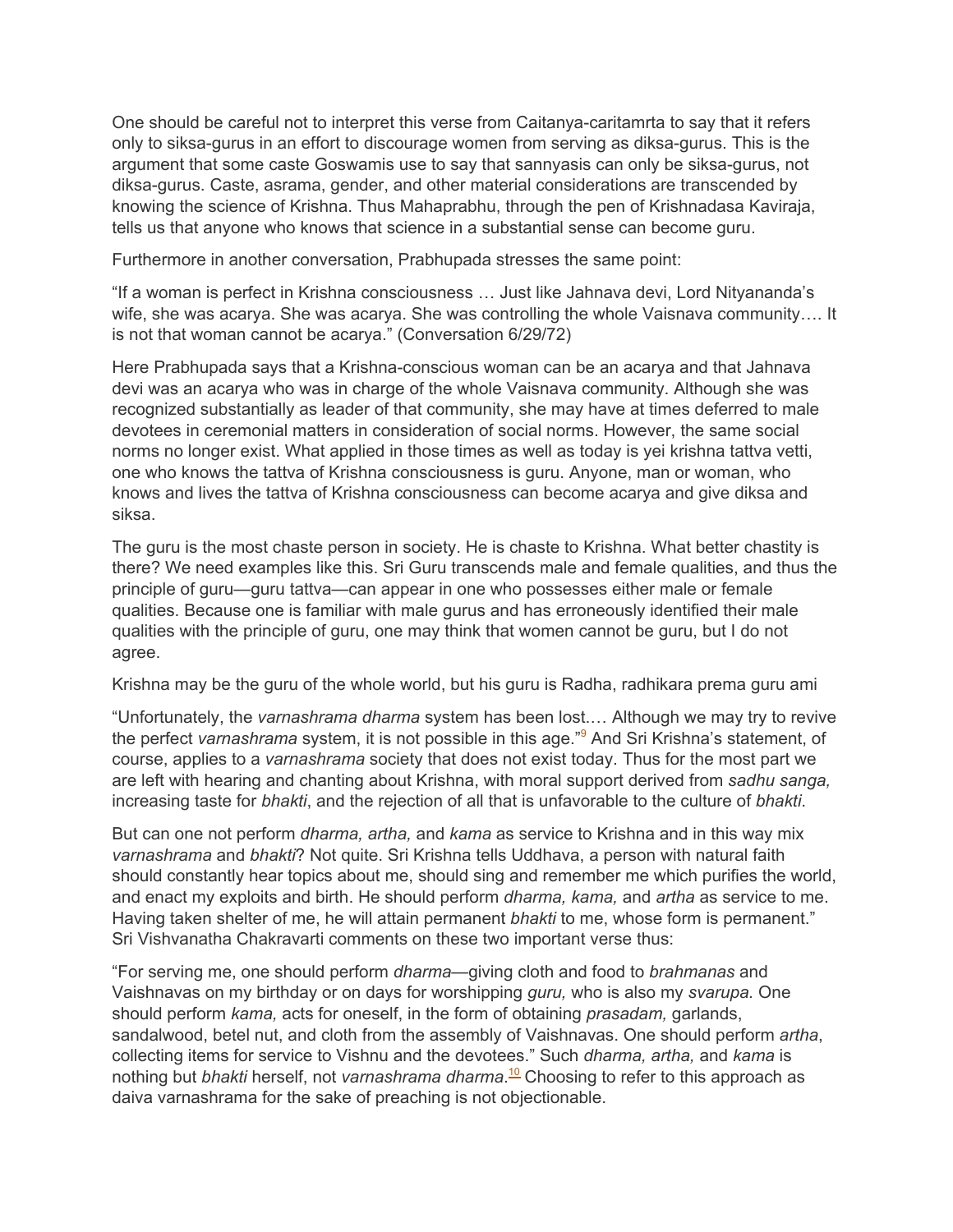One should be careful not to interpret this verse from Caitanya-caritamrta to say that it refers only to siksa-gurus in an effort to discourage women from serving as diksa-gurus. This is the argument that some caste Goswamis use to say that sannyasis can only be siksa-gurus, not diksa-gurus. Caste, asrama, gender, and other material considerations are transcended by knowing the science of Krishna. Thus Mahaprabhu, through the pen of Krishnadasa Kaviraja, tells us that anyone who knows that science in a substantial sense can become guru.

Furthermore in another conversation, Prabhupada stresses the same point:

"If a woman is perfect in Krishna consciousness … Just like Jahnava devi, Lord Nityananda's wife, she was acarya. She was acarya. She was controlling the whole Vaisnava community…. It is not that woman cannot be acarya." (Conversation 6/29/72)

Here Prabhupada says that a Krishna-conscious woman can be an acarya and that Jahnava devi was an acarya who was in charge of the whole Vaisnava community. Although she was recognized substantially as leader of that community, she may have at times deferred to male devotees in ceremonial matters in consideration of social norms. However, the same social norms no longer exist. What applied in those times as well as today is yei krishna tattva vetti, one who knows the tattva of Krishna consciousness is guru. Anyone, man or woman, who knows and lives the tattva of Krishna consciousness can become acarya and give diksa and siksa.

The guru is the most chaste person in society. He is chaste to Krishna. What better chastity is there? We need examples like this. Sri Guru transcends male and female qualities, and thus the principle of guru—guru tattva—can appear in one who possesses either male or female qualities. Because one is familiar with male gurus and has erroneously identified their male qualities with the principle of guru, one may think that women cannot be guru, but I do not agree.

Krishna may be the guru of the whole world, but his guru is Radha, radhikara prema guru ami

"Unfortunately, the *varnashrama dharma* system has been lost.… Although we may try to revive the perfect *varnashrama* system, it is not possible in this age."[9] And Sri Krishna's statement, of course, applies to a *varnashrama* society that does not exist today. Thus for the most part we are left with hearing and chanting about Krishna, with moral support derived from *sadhu sanga,* increasing taste for *bhakti*, and the rejection of all that is unfavorable to the culture of *bhakti*.

But can one not perform *dharma, artha,* and *kama* as service to Krishna and in this way mix *varnashrama* and *bhakti*? Not quite. Sri Krishna tells Uddhava, a person with natural faith should constantly hear topics about me, should sing and remember me which purifies the world, and enact my exploits and birth. He should perform *dharma, kama,* and *artha* as service to me. Having taken shelter of me, he will attain permanent *bhakti* to me, whose form is permanent." Sri Vishvanatha Chakravarti comments on these two important verse thus:

"For serving me, one should perform *dharma*—giving cloth and food to *brahmanas* and Vaishnavas on my birthday or on days for worshipping *guru,* who is also my *svarupa.* One should perform *kama,* acts for oneself, in the form of obtaining *prasadam,* garlands, sandalwood, betel nut, and cloth from the assembly of Vaishnavas. One should perform *artha*, collecting items for service to Vishnu and the devotees." Such *dharma, artha,* and *kama* is nothing but *bhakti* herself, not *varnashrama dharma*.[10] Choosing to refer to this approach as daiva varnashrama for the sake of preaching is not objectionable.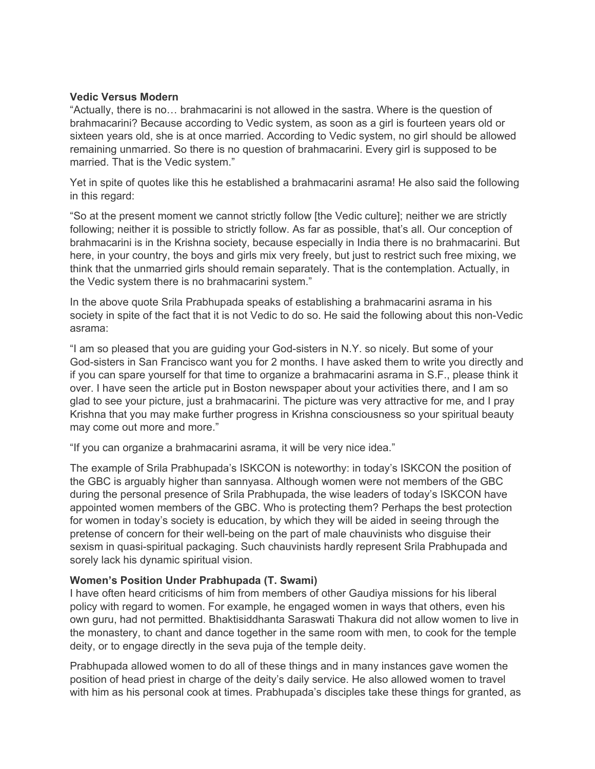**Vedic Versus Modern**

"Actually, there is no… brahmacarini is not allowed in the sastra. Where is the question of brahmacarini? Because according to Vedic system, as soon as a girl is fourteen years old or sixteen years old, she is at once married. According to Vedic system, no girl should be allowed remaining unmarried. So there is no question of brahmacarini. Every girl is supposed to be married. That is the Vedic system."

Yet in spite of quotes like this he established a brahmacarini asrama! He also said the following in this regard:

"So at the present moment we cannot strictly follow [the Vedic culture]; neither we are strictly following; neither it is possible to strictly follow. As far as possible, that's all. Our conception of brahmacarini is in the Krishna society, because especially in India there is no brahmacarini. But here, in your country, the boys and girls mix very freely, but just to restrict such free mixing, we think that the unmarried girls should remain separately. That is the contemplation. Actually, in the Vedic system there is no brahmacarini system."

In the above quote Srila Prabhupada speaks of establishing a brahmacarini asrama in his society in spite of the fact that it is not Vedic to do so. He said the following about this non-Vedic asrama:

"I am so pleased that you are guiding your God-sisters in N.Y. so nicely. But some of your God-sisters in San Francisco want you for 2 months. I have asked them to write you directly and if you can spare yourself for that time to organize a brahmacarini asrama in S.F., please think it over. I have seen the article put in Boston newspaper about your activities there, and I am so glad to see your picture, just a brahmacarini. The picture was very attractive for me, and I pray Krishna that you may make further progress in Krishna consciousness so your spiritual beauty may come out more and more."

"If you can organize a brahmacarini asrama, it will be very nice idea."

The example of Srila Prabhupada's ISKCON is noteworthy: in today's ISKCON the position of the GBC is arguably higher than sannyasa. Although women were not members of the GBC during the personal presence of Srila Prabhupada, the wise leaders of today's ISKCON have appointed women members of the GBC. Who is protecting them? Perhaps the best protection for women in today's society is education, by which they will be aided in seeing through the pretense of concern for their well-being on the part of male chauvinists who disguise their sexism in quasi-spiritual packaging. Such chauvinists hardly represent Srila Prabhupada and sorely lack his dynamic spiritual vision.

**Women's Position Under Prabhupada (T. Swami)**

I have often heard criticisms of him from members of other Gaudiya missions for his liberal policy with regard to women. For example, he engaged women in ways that others, even his own guru, had not permitted. Bhaktisiddhanta Saraswati Thakura did not allow women to live in the monastery, to chant and dance together in the same room with men, to cook for the temple deity, or to engage directly in the seva puja of the temple deity.

Prabhupada allowed women to do all of these things and in many instances gave women the position of head priest in charge of the deity's daily service. He also allowed women to travel with him as his personal cook at times. Prabhupada's disciples take these things for granted, as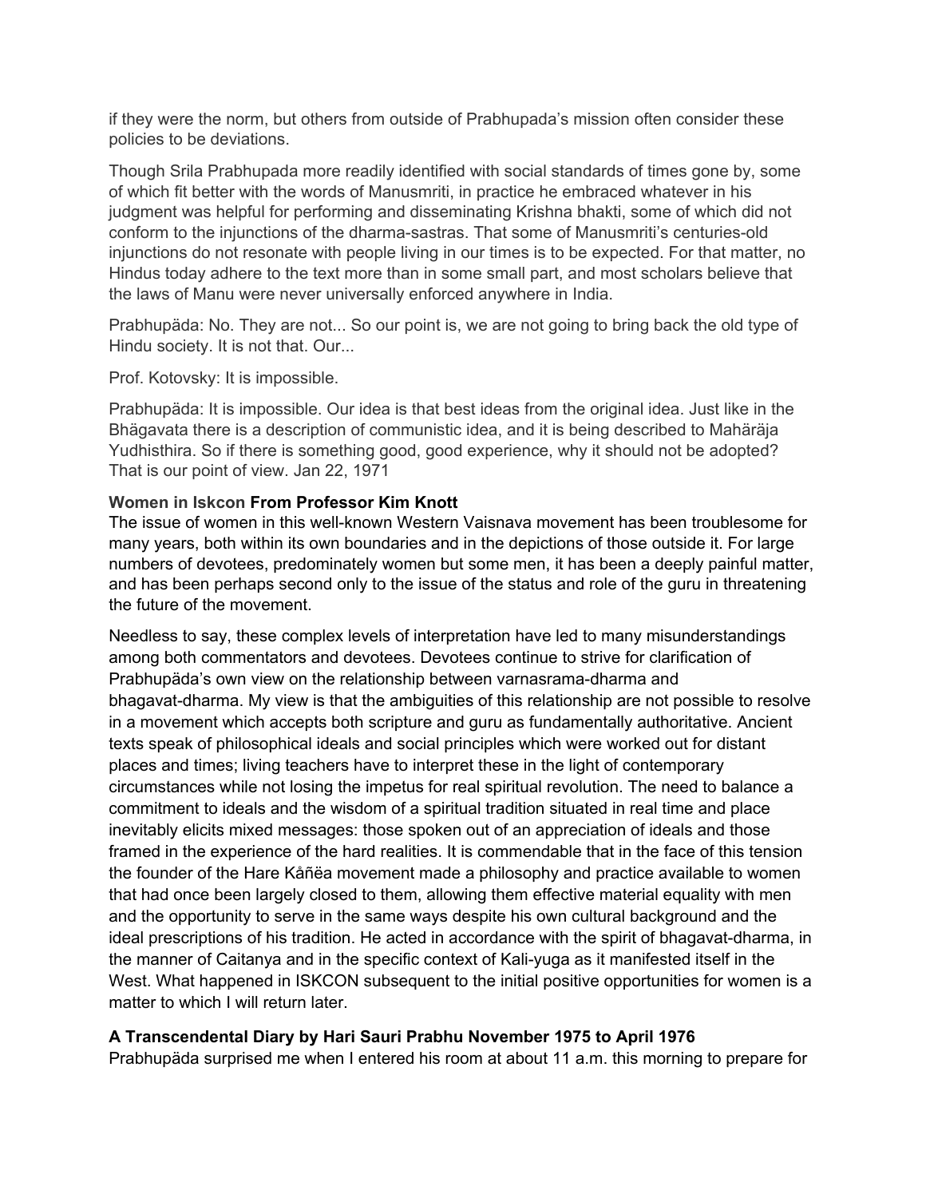if they were the norm, but others from outside of Prabhupada's mission often consider these policies to be deviations.

Though Srila Prabhupada more readily identified with social standards of times gone by, some of which fit better with the words of Manusmriti, in practice he embraced whatever in his judgment was helpful for performing and disseminating Krishna bhakti, some of which did not conform to the injunctions of the dharma-sastras. That some of Manusmriti's centuries-old injunctions do not resonate with people living in our times is to be expected. For that matter, no Hindus today adhere to the text more than in some small part, and most scholars believe that the laws of Manu were never universally enforced anywhere in India.

Prabhupäda: No. They are not... So our point is, we are not going to bring back the old type of Hindu society. It is not that. Our...

Prof. Kotovsky: It is impossible.

Prabhupäda: It is impossible. Our idea is that best ideas from the original idea. Just like in the Bhägavata there is a description of communistic idea, and it is being described to Mahäräja Yudhisthira. So if there is something good, good experience, why it should not be adopted? That is our point of view. Jan 22, 1971

**Women in Iskcon From Professor Kim Knott**
The issue of women in this well-known Western Vaisnava movement has been troublesome for many years, both within its own boundaries and in the depictions of those outside it. For large numbers of devotees, predominately women but some men, it has been a deeply painful matter, and has been perhaps second only to the issue of the status and role of the guru in threatening the future of the movement.

Needless to say, these complex levels of interpretation have led to many misunderstandings among both commentators and devotees. Devotees continue to strive for clarification of Prabhupäda's own view on the relationship between varnasrama-dharma and bhagavat-dharma. My view is that the ambiguities of this relationship are not possible to resolve in a movement which accepts both scripture and guru as fundamentally authoritative. Ancient texts speak of philosophical ideals and social principles which were worked out for distant places and times; living teachers have to interpret these in the light of contemporary circumstances while not losing the impetus for real spiritual revolution. The need to balance a commitment to ideals and the wisdom of a spiritual tradition situated in real time and place inevitably elicits mixed messages: those spoken out of an appreciation of ideals and those framed in the experience of the hard realities. It is commendable that in the face of this tension the founder of the Hare Kåñëa movement made a philosophy and practice available to women that had once been largely closed to them, allowing them effective material equality with men and the opportunity to serve in the same ways despite his own cultural background and the ideal prescriptions of his tradition. He acted in accordance with the spirit of bhagavat-dharma, in the manner of Caitanya and in the specific context of Kali-yuga as it manifested itself in the West. What happened in ISKCON subsequent to the initial positive opportunities for women is a matter to which I will return later.

**A Transcendental Diary by Hari Sauri Prabhu November 1975 to April 1976**
Prabhupäda surprised me when I entered his room at about 11 a.m. this morning to prepare for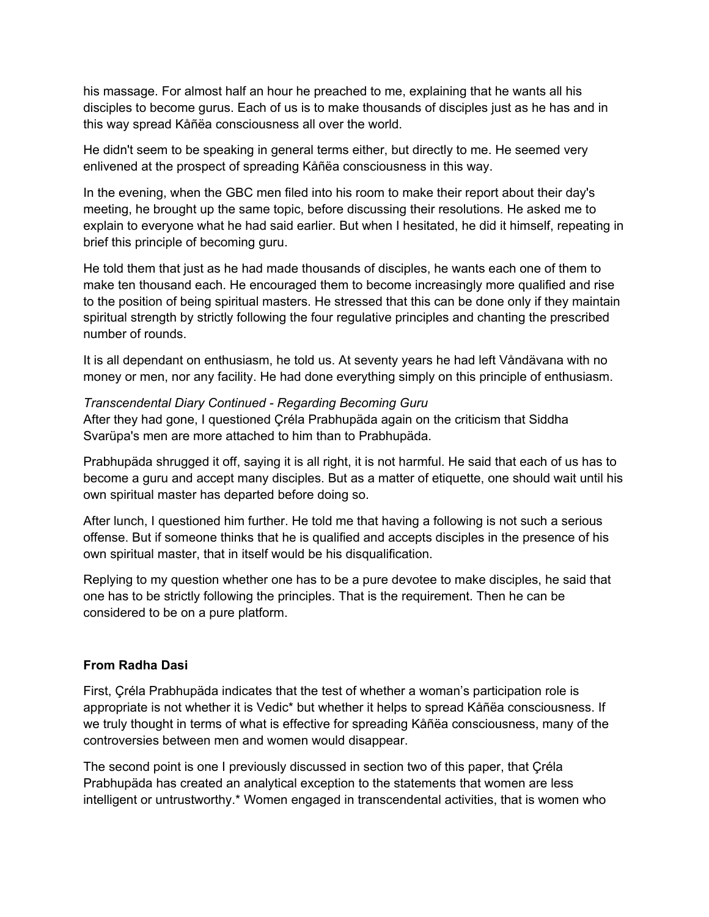his massage. For almost half an hour he preached to me, explaining that he wants all his disciples to become gurus. Each of us is to make thousands of disciples just as he has and in this way spread Kåñëa consciousness all over the world.

He didn't seem to be speaking in general terms either, but directly to me. He seemed very enlivened at the prospect of spreading Kåñëa consciousness in this way.

In the evening, when the GBC men filed into his room to make their report about their day's meeting, he brought up the same topic, before discussing their resolutions. He asked me to explain to everyone what he had said earlier. But when I hesitated, he did it himself, repeating in brief this principle of becoming guru.

He told them that just as he had made thousands of disciples, he wants each one of them to make ten thousand each. He encouraged them to become increasingly more qualified and rise to the position of being spiritual masters. He stressed that this can be done only if they maintain spiritual strength by strictly following the four regulative principles and chanting the prescribed number of rounds.

It is all dependant on enthusiasm, he told us. At seventy years he had left Våndävana with no money or men, nor any facility. He had done everything simply on this principle of enthusiasm.

*Transcendental Diary Continued - Regarding Becoming Guru*
After they had gone, I questioned Çréla Prabhupäda again on the criticism that Siddha Svarüpa's men are more attached to him than to Prabhupäda.

Prabhupäda shrugged it off, saying it is all right, it is not harmful. He said that each of us has to become a guru and accept many disciples. But as a matter of etiquette, one should wait until his own spiritual master has departed before doing so.

After lunch, I questioned him further. He told me that having a following is not such a serious offense. But if someone thinks that he is qualified and accepts disciples in the presence of his own spiritual master, that in itself would be his disqualification.

Replying to my question whether one has to be a pure devotee to make disciples, he said that one has to be strictly following the principles. That is the requirement. Then he can be considered to be on a pure platform.

**From Radha Dasi**

First, Çréla Prabhupäda indicates that the test of whether a woman's participation role is appropriate is not whether it is Vedic* but whether it helps to spread Kåñëa consciousness. If we truly thought in terms of what is effective for spreading Kåñëa consciousness, many of the controversies between men and women would disappear.

The second point is one I previously discussed in section two of this paper, that Çréla Prabhupäda has created an analytical exception to the statements that women are less intelligent or untrustworthy.* Women engaged in transcendental activities, that is women who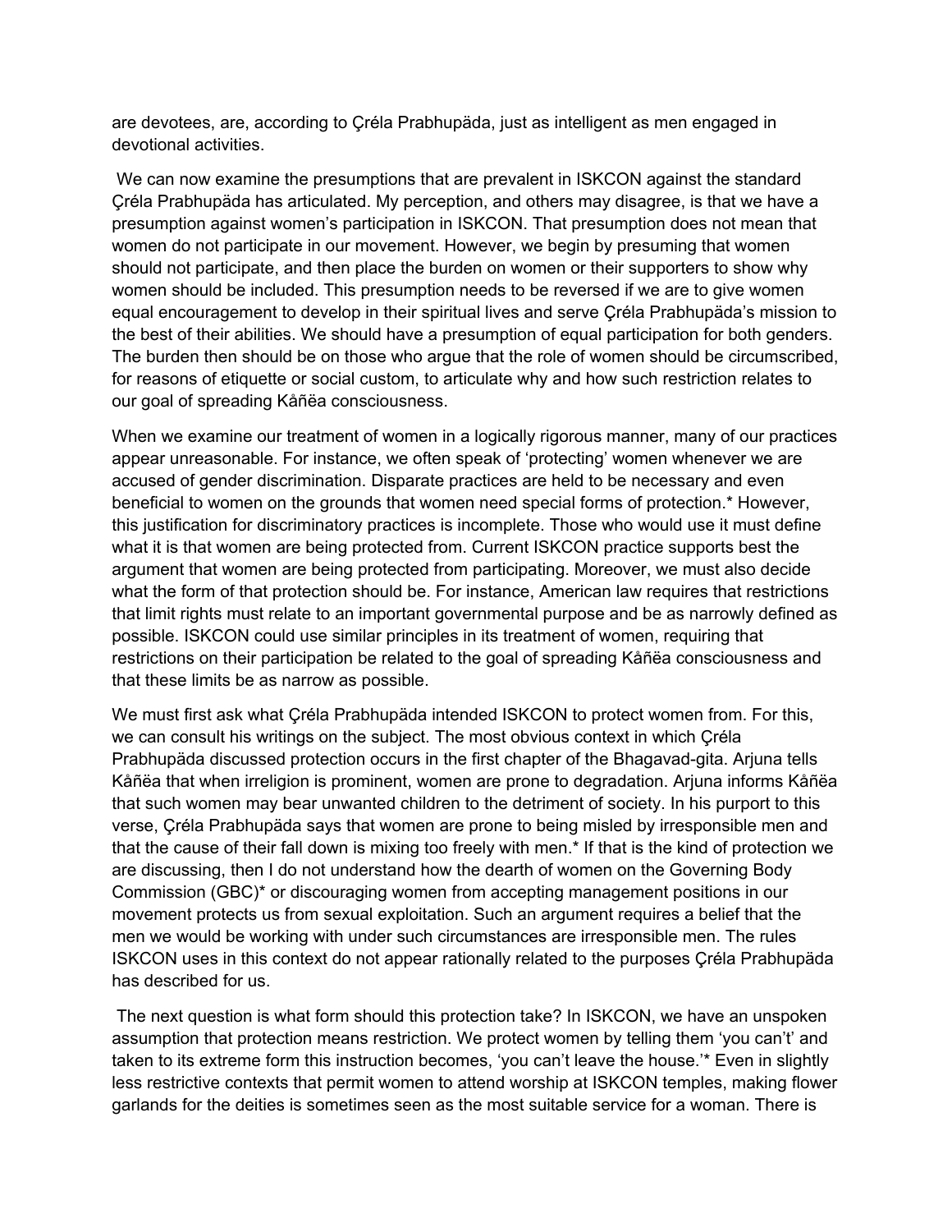are devotees, are, according to Çréla Prabhupäda, just as intelligent as men engaged in devotional activities.

We can now examine the presumptions that are prevalent in ISKCON against the standard Çréla Prabhupäda has articulated. My perception, and others may disagree, is that we have a presumption against women's participation in ISKCON. That presumption does not mean that women do not participate in our movement. However, we begin by presuming that women should not participate, and then place the burden on women or their supporters to show why women should be included. This presumption needs to be reversed if we are to give women equal encouragement to develop in their spiritual lives and serve Çréla Prabhupäda's mission to the best of their abilities. We should have a presumption of equal participation for both genders. The burden then should be on those who argue that the role of women should be circumscribed, for reasons of etiquette or social custom, to articulate why and how such restriction relates to our goal of spreading Kåñëa consciousness.

When we examine our treatment of women in a logically rigorous manner, many of our practices appear unreasonable. For instance, we often speak of 'protecting' women whenever we are accused of gender discrimination. Disparate practices are held to be necessary and even beneficial to women on the grounds that women need special forms of protection.* However, this justification for discriminatory practices is incomplete. Those who would use it must define what it is that women are being protected from. Current ISKCON practice supports best the argument that women are being protected from participating. Moreover, we must also decide what the form of that protection should be. For instance, American law requires that restrictions that limit rights must relate to an important governmental purpose and be as narrowly defined as possible. ISKCON could use similar principles in its treatment of women, requiring that restrictions on their participation be related to the goal of spreading Kåñëa consciousness and that these limits be as narrow as possible.

We must first ask what Çréla Prabhupäda intended ISKCON to protect women from. For this, we can consult his writings on the subject. The most obvious context in which Çréla Prabhupäda discussed protection occurs in the first chapter of the Bhagavad-gita. Arjuna tells Kåñëa that when irreligion is prominent, women are prone to degradation. Arjuna informs Kåñëa that such women may bear unwanted children to the detriment of society. In his purport to this verse, Çréla Prabhupäda says that women are prone to being misled by irresponsible men and that the cause of their fall down is mixing too freely with men.* If that is the kind of protection we are discussing, then I do not understand how the dearth of women on the Governing Body Commission (GBC)* or discouraging women from accepting management positions in our movement protects us from sexual exploitation. Such an argument requires a belief that the men we would be working with under such circumstances are irresponsible men. The rules ISKCON uses in this context do not appear rationally related to the purposes Çréla Prabhupäda has described for us.

The next question is what form should this protection take? In ISKCON, we have an unspoken assumption that protection means restriction. We protect women by telling them 'you can't' and taken to its extreme form this instruction becomes, 'you can't leave the house.'* Even in slightly less restrictive contexts that permit women to attend worship at ISKCON temples, making flower garlands for the deities is sometimes seen as the most suitable service for a woman. There is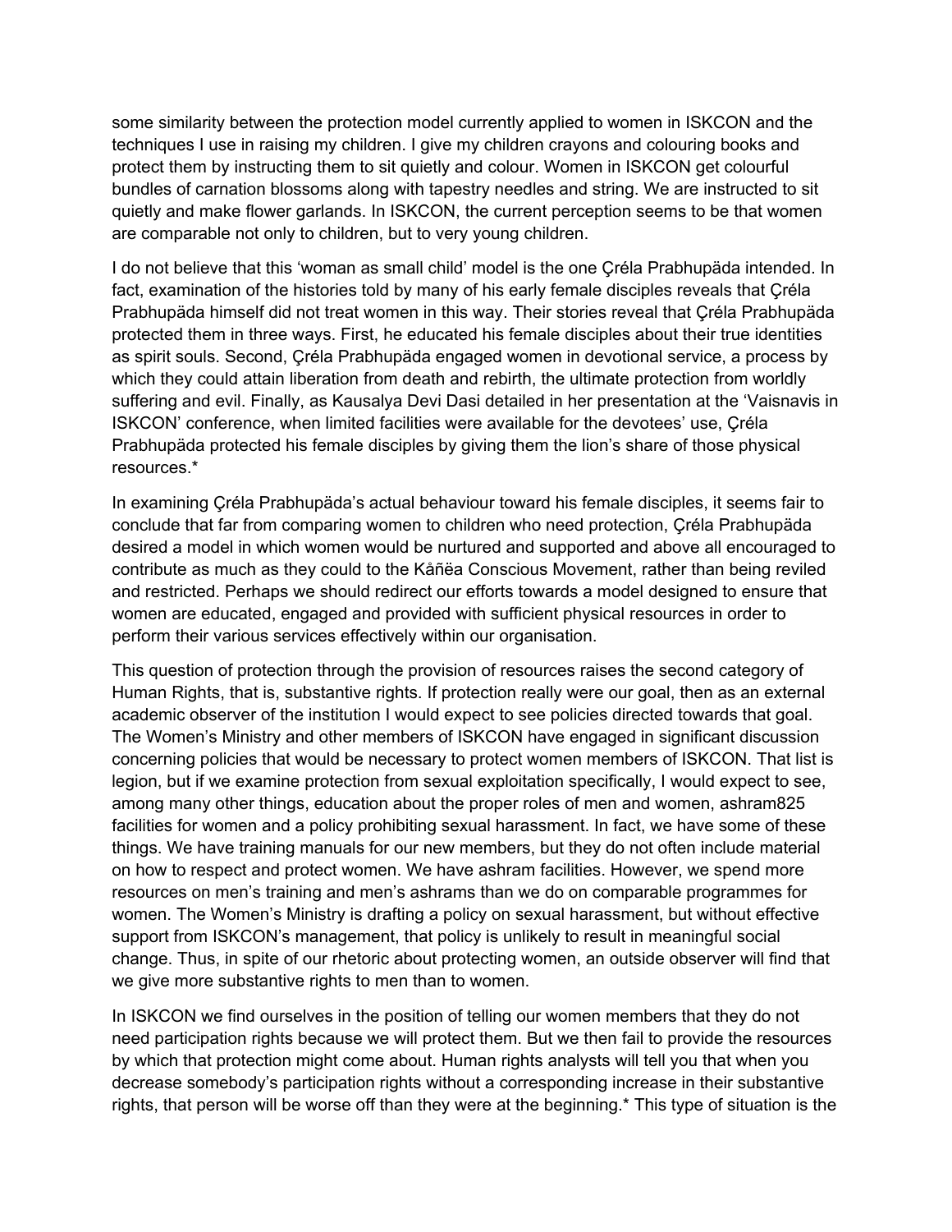some similarity between the protection model currently applied to women in ISKCON and the techniques I use in raising my children. I give my children crayons and colouring books and protect them by instructing them to sit quietly and colour. Women in ISKCON get colourful bundles of carnation blossoms along with tapestry needles and string. We are instructed to sit quietly and make flower garlands. In ISKCON, the current perception seems to be that women are comparable not only to children, but to very young children.

I do not believe that this 'woman as small child' model is the one Çréla Prabhupäda intended. In fact, examination of the histories told by many of his early female disciples reveals that Çréla Prabhupäda himself did not treat women in this way. Their stories reveal that Çréla Prabhupäda protected them in three ways. First, he educated his female disciples about their true identities as spirit souls. Second, Çréla Prabhupäda engaged women in devotional service, a process by which they could attain liberation from death and rebirth, the ultimate protection from worldly suffering and evil. Finally, as Kausalya Devi Dasi detailed in her presentation at the 'Vaisnavis in ISKCON' conference, when limited facilities were available for the devotees' use, Çréla Prabhupäda protected his female disciples by giving them the lion's share of those physical resources.*

In examining Çréla Prabhupäda's actual behaviour toward his female disciples, it seems fair to conclude that far from comparing women to children who need protection, Çréla Prabhupäda desired a model in which women would be nurtured and supported and above all encouraged to contribute as much as they could to the Kåñëa Conscious Movement, rather than being reviled and restricted. Perhaps we should redirect our efforts towards a model designed to ensure that women are educated, engaged and provided with sufficient physical resources in order to perform their various services effectively within our organisation.

This question of protection through the provision of resources raises the second category of Human Rights, that is, substantive rights. If protection really were our goal, then as an external academic observer of the institution I would expect to see policies directed towards that goal. The Women's Ministry and other members of ISKCON have engaged in significant discussion concerning policies that would be necessary to protect women members of ISKCON. That list is legion, but if we examine protection from sexual exploitation specifically, I would expect to see, among many other things, education about the proper roles of men and women, ashram825 facilities for women and a policy prohibiting sexual harassment. In fact, we have some of these things. We have training manuals for our new members, but they do not often include material on how to respect and protect women. We have ashram facilities. However, we spend more resources on men's training and men's ashrams than we do on comparable programmes for women. The Women's Ministry is drafting a policy on sexual harassment, but without effective support from ISKCON's management, that policy is unlikely to result in meaningful social change. Thus, in spite of our rhetoric about protecting women, an outside observer will find that we give more substantive rights to men than to women.

In ISKCON we find ourselves in the position of telling our women members that they do not need participation rights because we will protect them. But we then fail to provide the resources by which that protection might come about. Human rights analysts will tell you that when you decrease somebody's participation rights without a corresponding increase in their substantive rights, that person will be worse off than they were at the beginning.* This type of situation is the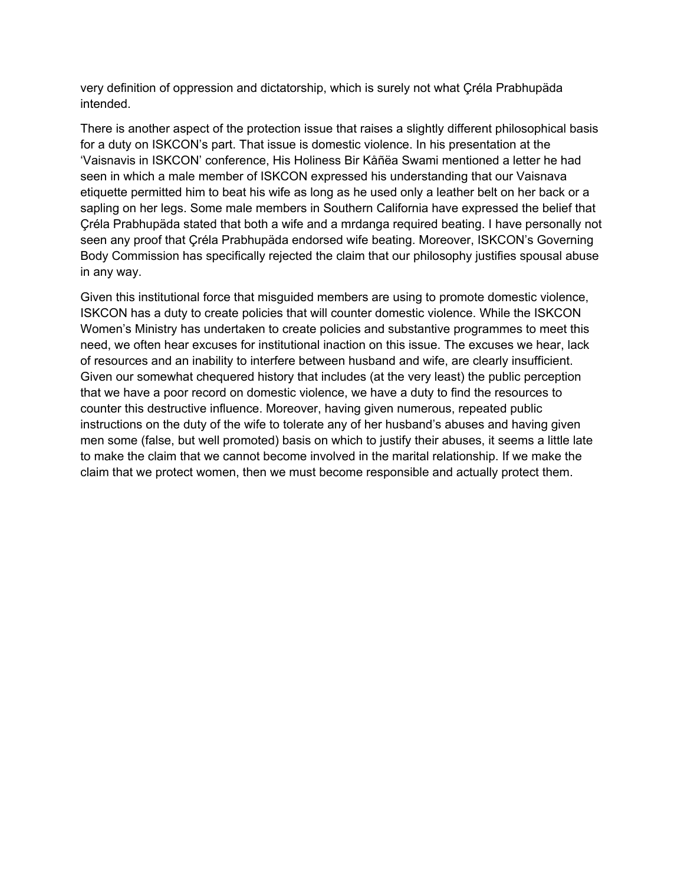very definition of oppression and dictatorship, which is surely not what Çréla Prabhupäda intended.

There is another aspect of the protection issue that raises a slightly different philosophical basis for a duty on ISKCON's part. That issue is domestic violence. In his presentation at the 'Vaisnavis in ISKCON' conference, His Holiness Bir Kåñëa Swami mentioned a letter he had seen in which a male member of ISKCON expressed his understanding that our Vaisnava etiquette permitted him to beat his wife as long as he used only a leather belt on her back or a sapling on her legs. Some male members in Southern California have expressed the belief that Çréla Prabhupäda stated that both a wife and a mrdanga required beating. I have personally not seen any proof that Çréla Prabhupäda endorsed wife beating. Moreover, ISKCON's Governing Body Commission has specifically rejected the claim that our philosophy justifies spousal abuse in any way.

Given this institutional force that misguided members are using to promote domestic violence, ISKCON has a duty to create policies that will counter domestic violence. While the ISKCON Women's Ministry has undertaken to create policies and substantive programmes to meet this need, we often hear excuses for institutional inaction on this issue. The excuses we hear, lack of resources and an inability to interfere between husband and wife, are clearly insufficient. Given our somewhat chequered history that includes (at the very least) the public perception that we have a poor record on domestic violence, we have a duty to find the resources to counter this destructive influence. Moreover, having given numerous, repeated public instructions on the duty of the wife to tolerate any of her husband's abuses and having given men some (false, but well promoted) basis on which to justify their abuses, it seems a little late to make the claim that we cannot become involved in the marital relationship. If we make the claim that we protect women, then we must become responsible and actually protect them.